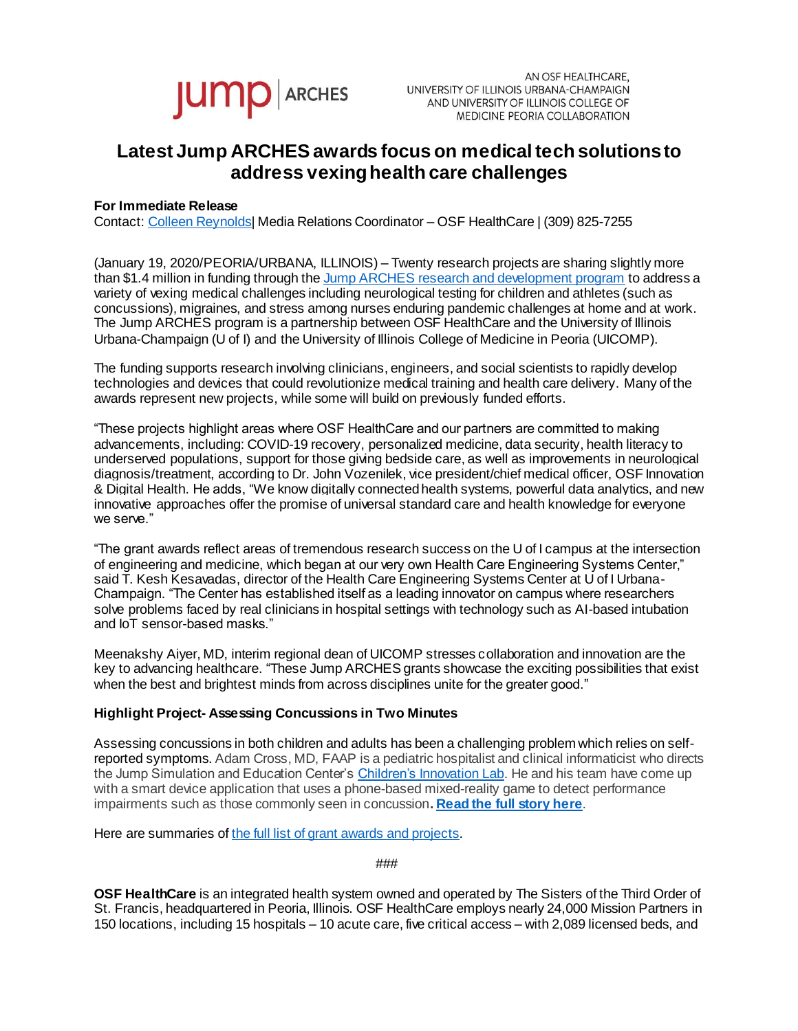jump | ARCHES

AN OSF HEALTHCARE, UNIVERSITY OF ILLINOIS URBANA-CHAMPAIGN AND UNIVERSITY OF ILLINOIS COLLEGE OF MEDICINE PEORIA COLLABORATION

# Latest Jump ARCHES awards focus on medical tech solutions to address vexing health care challenges

**For Immediate Release**
Contact: Colleen Reynolds| Media Relations Coordinator – OSF HealthCare | (309) 825-7255

(January 19, 2020/PEORIA/URBANA, ILLINOIS) – Twenty research projects are sharing slightly more than $1.4 million in funding through the Jump ARCHES research and development program to address a variety of vexing medical challenges including neurological testing for children and athletes (such as concussions), migraines, and stress among nurses enduring pandemic challenges at home and at work. The Jump ARCHES program is a partnership between OSF HealthCare and the University of Illinois Urbana-Champaign (U of I) and the University of Illinois College of Medicine in Peoria (UICOMP).

The funding supports research involving clinicians, engineers, and social scientists to rapidly develop technologies and devices that could revolutionize medical training and health care delivery. Many of the awards represent new projects, while some will build on previously funded efforts.

"These projects highlight areas where OSF HealthCare and our partners are committed to making advancements, including: COVID-19 recovery, personalized medicine, data security, health literacy to underserved populations, support for those giving bedside care, as well as improvements in neurological diagnosis/treatment, according to Dr. John Vozenilek, vice president/chief medical officer, OSF Innovation & Digital Health. He adds, "We know digitally connected health systems, powerful data analytics, and new innovative approaches offer the promise of universal standard care and health knowledge for everyone we serve."

"The grant awards reflect areas of tremendous research success on the U of I campus at the intersection of engineering and medicine, which began at our very own Health Care Engineering Systems Center," said T. Kesh Kesavadas, director of the Health Care Engineering Systems Center at U of I Urbana-Champaign. "The Center has established itself as a leading innovator on campus where researchers solve problems faced by real clinicians in hospital settings with technology such as AI-based intubation and IoT sensor-based masks."

Meenakshy Aiyer, MD, interim regional dean of UICOMP stresses collaboration and innovation are the key to advancing healthcare. "These Jump ARCHES grants showcase the exciting possibilities that exist when the best and brightest minds from across disciplines unite for the greater good."

**Highlight Project- Assessing Concussions in Two Minutes**

Assessing concussions in both children and adults has been a challenging problem which relies on self-reported symptoms. Adam Cross, MD, FAAP is a pediatric hospitalist and clinical informaticist who directs the Jump Simulation and Education Center's Children's Innovation Lab. He and his team have come up with a smart device application that uses a phone-based mixed-reality game to detect performance impairments such as those commonly seen in concussion. **Read the full story here**.

Here are summaries of the full list of grant awards and projects.

###

**OSF HealthCare** is an integrated health system owned and operated by The Sisters of the Third Order of St. Francis, headquartered in Peoria, Illinois. OSF HealthCare employs nearly 24,000 Mission Partners in 150 locations, including 15 hospitals – 10 acute care, five critical access – with 2,089 licensed beds, and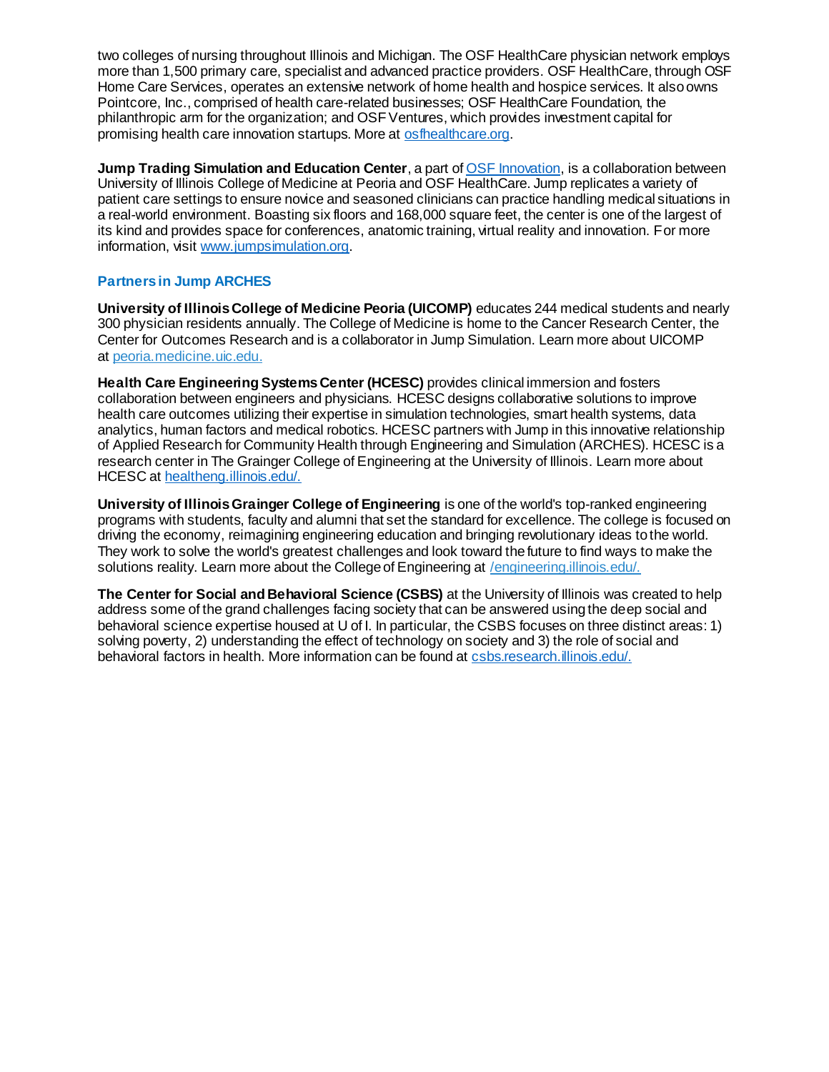two colleges of nursing throughout Illinois and Michigan. The OSF HealthCare physician network employs more than 1,500 primary care, specialist and advanced practice providers. OSF HealthCare, through OSF Home Care Services, operates an extensive network of home health and hospice services. It also owns Pointcore, Inc., comprised of health care-related businesses; OSF HealthCare Foundation, the philanthropic arm for the organization; and OSF Ventures, which provides investment capital for promising health care innovation startups. More at [osfhealthcare.org](osfhealthcare.org).

**Jump Trading Simulation and Education Center**, a part of [OSF Innovation](OSF Innovation), is a collaboration between University of Illinois College of Medicine at Peoria and OSF HealthCare. Jump replicates a variety of patient care settings to ensure novice and seasoned clinicians can practice handling medical situations in a real-world environment. Boasting six floors and 168,000 square feet, the center is one of the largest of its kind and provides space for conferences, anatomic training, virtual reality and innovation. For more information, visit [www.jumpsimulation.org](www.jumpsimulation.org).

### Partners in Jump ARCHES

**University of Illinois College of Medicine Peoria (UICOMP)** educates 244 medical students and nearly 300 physician residents annually. The College of Medicine is home to the Cancer Research Center, the Center for Outcomes Research and is a collaborator in Jump Simulation. Learn more about UICOMP at [peoria.medicine.uic.edu.](peoria.medicine.uic.edu)

**Health Care Engineering Systems Center (HCESC)** provides clinical immersion and fosters collaboration between engineers and physicians. HCESC designs collaborative solutions to improve health care outcomes utilizing their expertise in simulation technologies, smart health systems, data analytics, human factors and medical robotics. HCESC partners with Jump in this innovative relationship of Applied Research for Community Health through Engineering and Simulation (ARCHES). HCESC is a research center in The Grainger College of Engineering at the University of Illinois. Learn more about HCESC at [healtheng.illinois.edu/.](healtheng.illinois.edu/)

**University of Illinois Grainger College of Engineering** is one of the world's top-ranked engineering programs with students, faculty and alumni that set the standard for excellence. The college is focused on driving the economy, reimagining engineering education and bringing revolutionary ideas to the world. They work to solve the world's greatest challenges and look toward the future to find ways to make the solutions reality. Learn more about the College of Engineering at [/engineering.illinois.edu/.](/engineering.illinois.edu/)

**The Center for Social and Behavioral Science (CSBS)** at the University of Illinois was created to help address some of the grand challenges facing society that can be answered using the deep social and behavioral science expertise housed at U of I. In particular, the CSBS focuses on three distinct areas: 1) solving poverty, 2) understanding the effect of technology on society and 3) the role of social and behavioral factors in health. More information can be found at [csbs.research.illinois.edu/.](csbs.research.illinois.edu/)